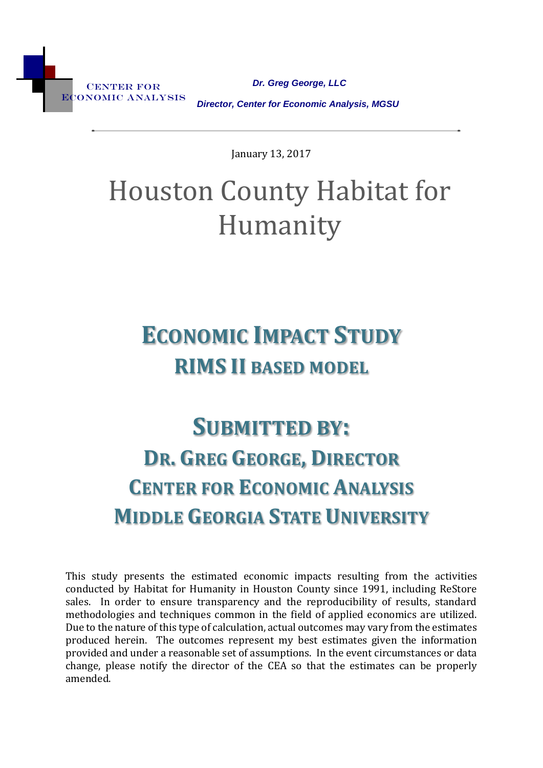CENTER FOR ECONOMIC ANALYSIS

*Dr. Greg George, LLC*

*Director, Center for Economic Analysis, MGSU*

January 13, 2017

# Houston County Habitat for Humanity

## ECONOMIC IMPACT STUDY
## RIMS II BASED MODEL

## SUBMITTED BY:
### DR. GREG GEORGE, DIRECTOR
### CENTER FOR ECONOMIC ANALYSIS
### MIDDLE GEORGIA STATE UNIVERSITY

This study presents the estimated economic impacts resulting from the activities conducted by Habitat for Humanity in Houston County since 1991, including ReStore sales. In order to ensure transparency and the reproducibility of results, standard methodologies and techniques common in the field of applied economics are utilized. Due to the nature of this type of calculation, actual outcomes may vary from the estimates produced herein. The outcomes represent my best estimates given the information provided and under a reasonable set of assumptions. In the event circumstances or data change, please notify the director of the CEA so that the estimates can be properly amended.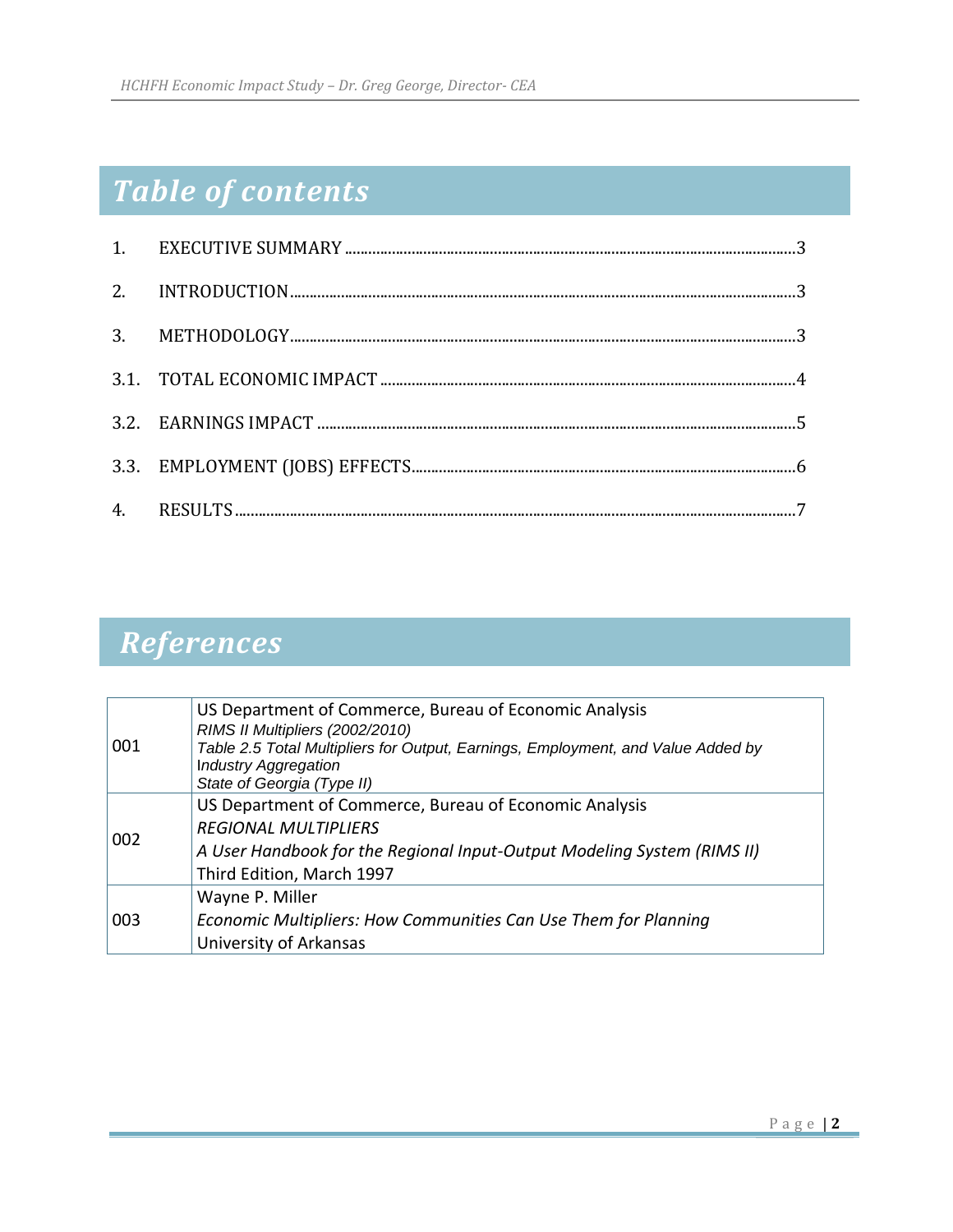# Table of contents

| | | |
|---|---|---|
| 1. | EXECUTIVE SUMMARY | 3 |
| 2. | INTRODUCTION | 3 |
| 3. | METHODOLOGY | 3 |
| 3.1. | TOTAL ECONOMIC IMPACT | 4 |
| 3.2. | EARNINGS IMPACT | 5 |
| 3.3. | EMPLOYMENT (JOBS) EFFECTS | 6 |
| 4. | RESULTS | 7 |

# References

| | |
|---|---|
| 001 | US Department of Commerce, Bureau of Economic Analysis<br>*RIMS II Multipliers (2002/2010)*<br>*Table 2.5 Total Multipliers for Output, Earnings, Employment, and Value Added by Industry Aggregation*<br>*State of Georgia (Type II)* |
| 002 | US Department of Commerce, Bureau of Economic Analysis<br>*REGIONAL MULTIPLIERS*<br>*A User Handbook for the Regional Input-Output Modeling System (RIMS II)*<br>Third Edition, March 1997 |
| 003 | Wayne P. Miller<br>*Economic Multipliers: How Communities Can Use Them for Planning*<br>University of Arkansas |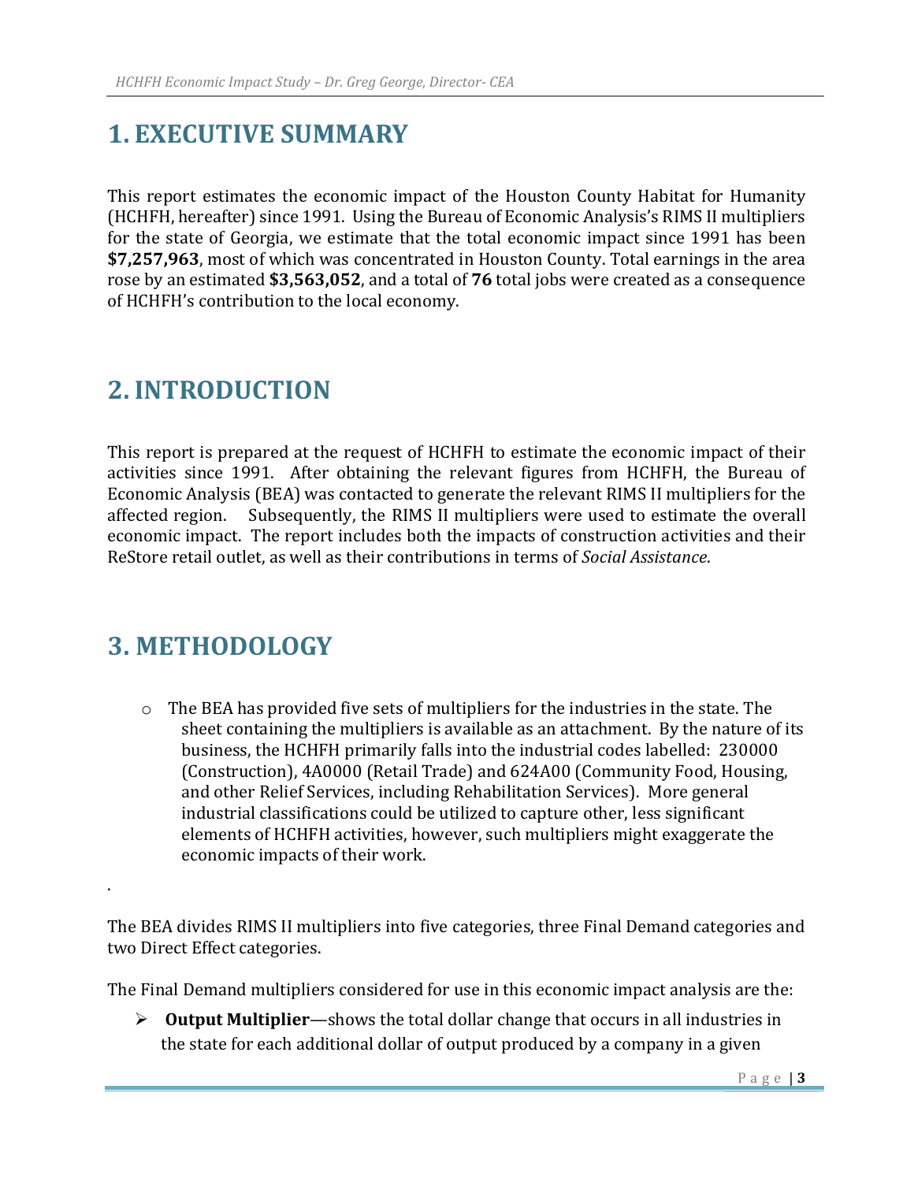# 1. EXECUTIVE SUMMARY

This report estimates the economic impact of the Houston County Habitat for Humanity (HCHFH, hereafter) since 1991. Using the Bureau of Economic Analysis's RIMS II multipliers for the state of Georgia, we estimate that the total economic impact since 1991 has been **$7,257,963**, most of which was concentrated in Houston County. Total earnings in the area rose by an estimated **$3,563,052**, and a total of **76** total jobs were created as a consequence of HCHFH's contribution to the local economy.

# 2. INTRODUCTION

This report is prepared at the request of HCHFH to estimate the economic impact of their activities since 1991. After obtaining the relevant figures from HCHFH, the Bureau of Economic Analysis (BEA) was contacted to generate the relevant RIMS II multipliers for the affected region. Subsequently, the RIMS II multipliers were used to estimate the overall economic impact. The report includes both the impacts of construction activities and their ReStore retail outlet, as well as their contributions in terms of *Social Assistance*.

# 3. METHODOLOGY

- The BEA has provided five sets of multipliers for the industries in the state. The sheet containing the multipliers is available as an attachment. By the nature of its business, the HCHFH primarily falls into the industrial codes labelled: 230000 (Construction), 4A0000 (Retail Trade) and 624A00 (Community Food, Housing, and other Relief Services, including Rehabilitation Services). More general industrial classifications could be utilized to capture other, less significant elements of HCHFH activities, however, such multipliers might exaggerate the economic impacts of their work.

.

The BEA divides RIMS II multipliers into five categories, three Final Demand categories and two Direct Effect categories.

The Final Demand multipliers considered for use in this economic impact analysis are the:

- **Output Multiplier**—shows the total dollar change that occurs in all industries in the state for each additional dollar of output produced by a company in a given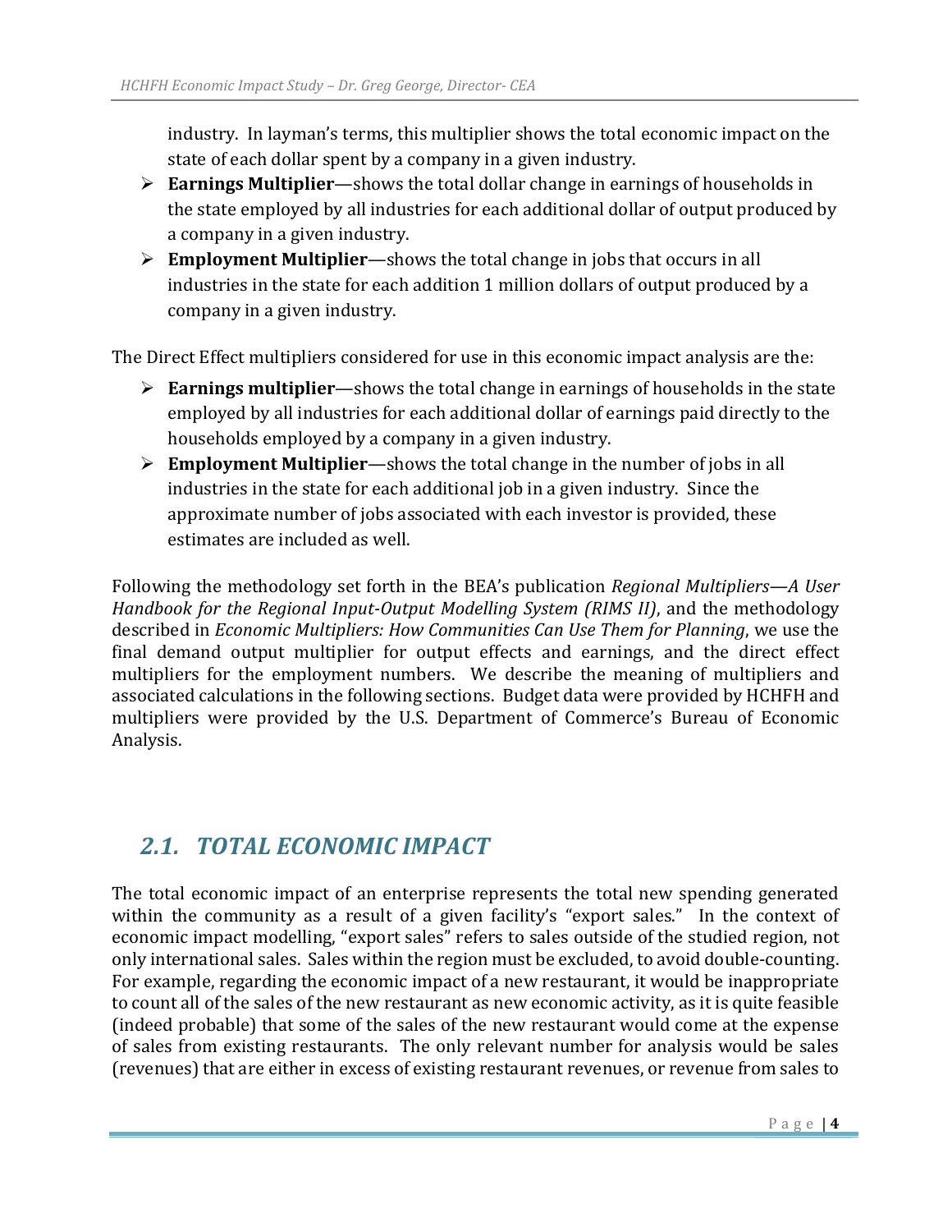industry. In layman's terms, this multiplier shows the total economic impact on the state of each dollar spent by a company in a given industry.

- **Earnings Multiplier**—shows the total dollar change in earnings of households in the state employed by all industries for each additional dollar of output produced by a company in a given industry.
- **Employment Multiplier**—shows the total change in jobs that occurs in all industries in the state for each addition 1 million dollars of output produced by a company in a given industry.

The Direct Effect multipliers considered for use in this economic impact analysis are the:

- **Earnings multiplier**—shows the total change in earnings of households in the state employed by all industries for each additional dollar of earnings paid directly to the households employed by a company in a given industry.
- **Employment Multiplier**—shows the total change in the number of jobs in all industries in the state for each additional job in a given industry. Since the approximate number of jobs associated with each investor is provided, these estimates are included as well.

Following the methodology set forth in the BEA's publication *Regional Multipliers—A User Handbook for the Regional Input-Output Modelling System (RIMS II)*, and the methodology described in *Economic Multipliers: How Communities Can Use Them for Planning*, we use the final demand output multiplier for output effects and earnings, and the direct effect multipliers for the employment numbers. We describe the meaning of multipliers and associated calculations in the following sections. Budget data were provided by HCHFH and multipliers were provided by the U.S. Department of Commerce's Bureau of Economic Analysis.

## *2.1. TOTAL ECONOMIC IMPACT*

The total economic impact of an enterprise represents the total new spending generated within the community as a result of a given facility's "export sales." In the context of economic impact modelling, "export sales" refers to sales outside of the studied region, not only international sales. Sales within the region must be excluded, to avoid double-counting. For example, regarding the economic impact of a new restaurant, it would be inappropriate to count all of the sales of the new restaurant as new economic activity, as it is quite feasible (indeed probable) that some of the sales of the new restaurant would come at the expense of sales from existing restaurants. The only relevant number for analysis would be sales (revenues) that are either in excess of existing restaurant revenues, or revenue from sales to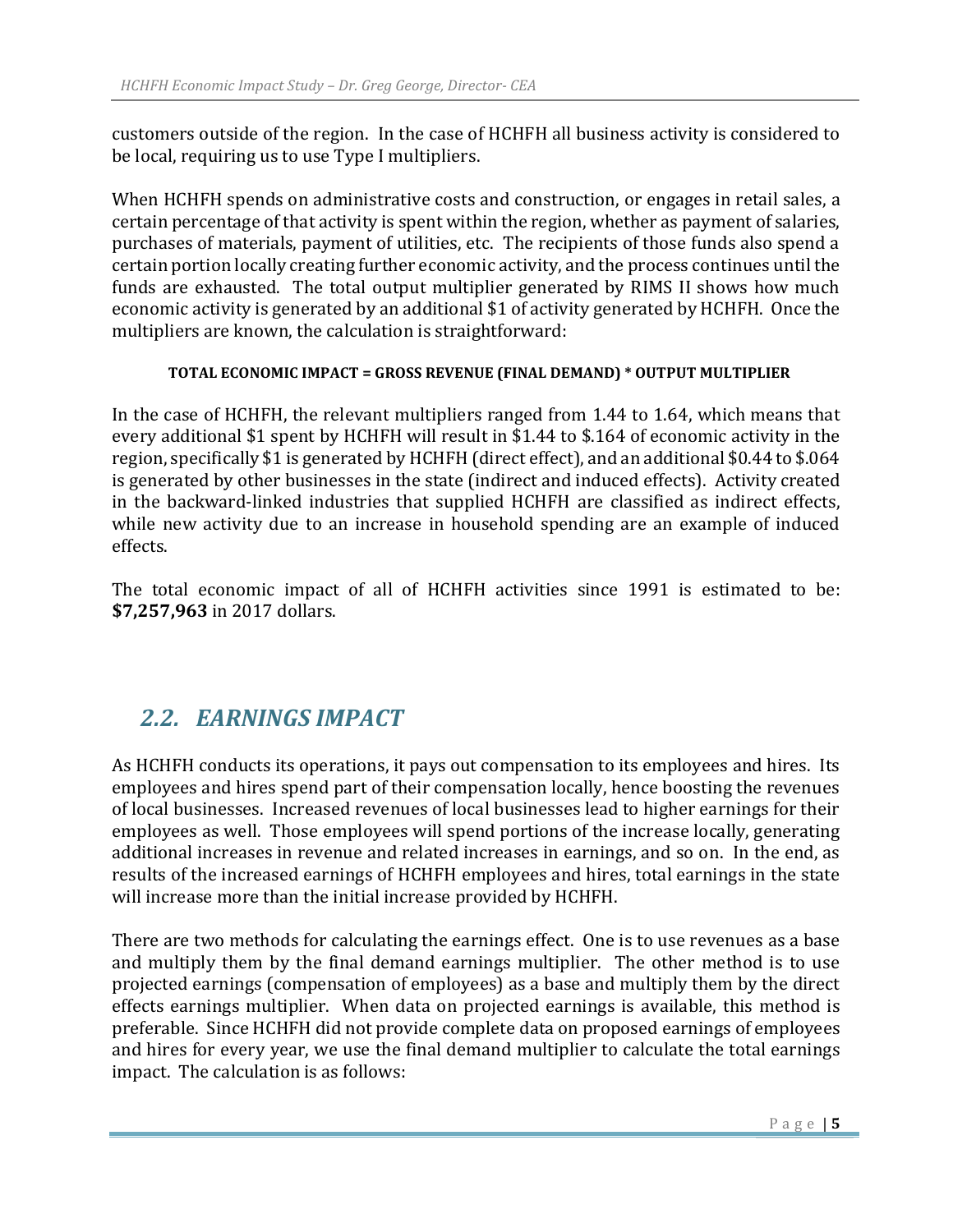customers outside of the region. In the case of HCHFH all business activity is considered to be local, requiring us to use Type I multipliers.

When HCHFH spends on administrative costs and construction, or engages in retail sales, a certain percentage of that activity is spent within the region, whether as payment of salaries, purchases of materials, payment of utilities, etc. The recipients of those funds also spend a certain portion locally creating further economic activity, and the process continues until the funds are exhausted. The total output multiplier generated by RIMS II shows how much economic activity is generated by an additional $1 of activity generated by HCHFH. Once the multipliers are known, the calculation is straightforward:

**TOTAL ECONOMIC IMPACT = GROSS REVENUE (FINAL DEMAND) * OUTPUT MULTIPLIER**

In the case of HCHFH, the relevant multipliers ranged from 1.44 to 1.64, which means that every additional $1 spent by HCHFH will result in $1.44 to $.164 of economic activity in the region, specifically $1 is generated by HCHFH (direct effect), and an additional $0.44 to $.064 is generated by other businesses in the state (indirect and induced effects). Activity created in the backward-linked industries that supplied HCHFH are classified as indirect effects, while new activity due to an increase in household spending are an example of induced effects.

The total economic impact of all of HCHFH activities since 1991 is estimated to be: **$7,257,963** in 2017 dollars.

## *2.2. EARNINGS IMPACT*

As HCHFH conducts its operations, it pays out compensation to its employees and hires. Its employees and hires spend part of their compensation locally, hence boosting the revenues of local businesses. Increased revenues of local businesses lead to higher earnings for their employees as well. Those employees will spend portions of the increase locally, generating additional increases in revenue and related increases in earnings, and so on. In the end, as results of the increased earnings of HCHFH employees and hires, total earnings in the state will increase more than the initial increase provided by HCHFH.

There are two methods for calculating the earnings effect. One is to use revenues as a base and multiply them by the final demand earnings multiplier. The other method is to use projected earnings (compensation of employees) as a base and multiply them by the direct effects earnings multiplier. When data on projected earnings is available, this method is preferable. Since HCHFH did not provide complete data on proposed earnings of employees and hires for every year, we use the final demand multiplier to calculate the total earnings impact. The calculation is as follows: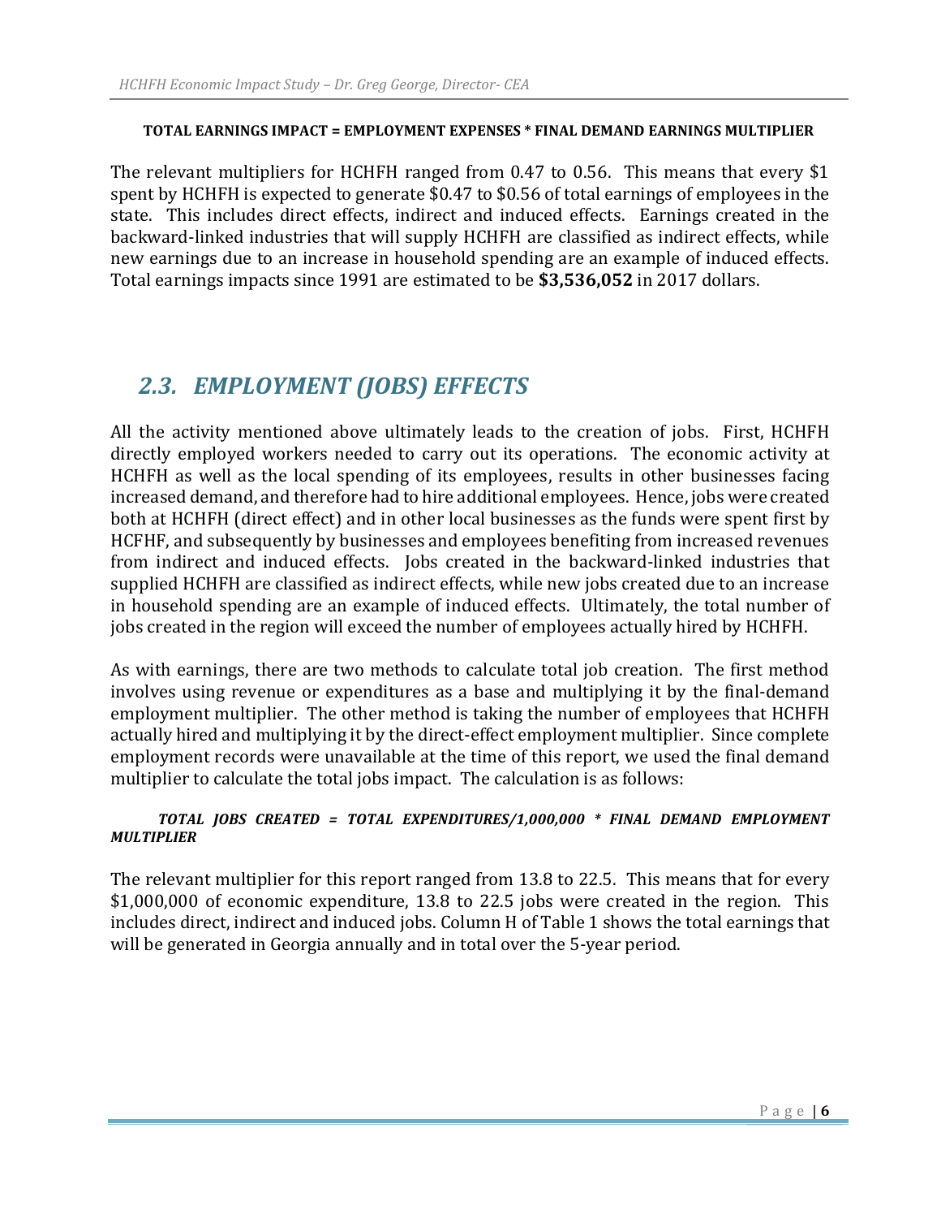**TOTAL EARNINGS IMPACT = EMPLOYMENT EXPENSES * FINAL DEMAND EARNINGS MULTIPLIER**

The relevant multipliers for HCHFH ranged from 0.47 to 0.56. This means that every $1 spent by HCHFH is expected to generate $0.47 to $0.56 of total earnings of employees in the state. This includes direct effects, indirect and induced effects. Earnings created in the backward-linked industries that will supply HCHFH are classified as indirect effects, while new earnings due to an increase in household spending are an example of induced effects. Total earnings impacts since 1991 are estimated to be **$3,536,052** in 2017 dollars.

## *2.3. EMPLOYMENT (JOBS) EFFECTS*

All the activity mentioned above ultimately leads to the creation of jobs. First, HCHFH directly employed workers needed to carry out its operations. The economic activity at HCHFH as well as the local spending of its employees, results in other businesses facing increased demand, and therefore had to hire additional employees. Hence, jobs were created both at HCHFH (direct effect) and in other local businesses as the funds were spent first by HCFHF, and subsequently by businesses and employees benefiting from increased revenues from indirect and induced effects. Jobs created in the backward-linked industries that supplied HCHFH are classified as indirect effects, while new jobs created due to an increase in household spending are an example of induced effects. Ultimately, the total number of jobs created in the region will exceed the number of employees actually hired by HCHFH.

As with earnings, there are two methods to calculate total job creation. The first method involves using revenue or expenditures as a base and multiplying it by the final-demand employment multiplier. The other method is taking the number of employees that HCHFH actually hired and multiplying it by the direct-effect employment multiplier. Since complete employment records were unavailable at the time of this report, we used the final demand multiplier to calculate the total jobs impact. The calculation is as follows:

***TOTAL JOBS CREATED = TOTAL EXPENDITURES/1,000,000 * FINAL DEMAND EMPLOYMENT MULTIPLIER***

The relevant multiplier for this report ranged from 13.8 to 22.5. This means that for every $1,000,000 of economic expenditure, 13.8 to 22.5 jobs were created in the region. This includes direct, indirect and induced jobs. Column H of Table 1 shows the total earnings that will be generated in Georgia annually and in total over the 5-year period.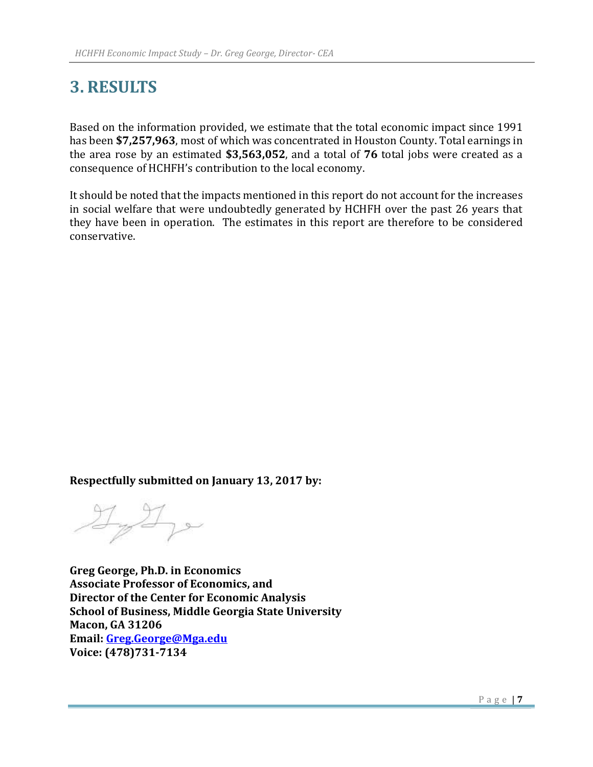# 3. RESULTS

Based on the information provided, we estimate that the total economic impact since 1991 has been **$7,257,963**, most of which was concentrated in Houston County. Total earnings in the area rose by an estimated **$3,563,052**, and a total of **76** total jobs were created as a consequence of HCHFH's contribution to the local economy.

It should be noted that the impacts mentioned in this report do not account for the increases in social welfare that were undoubtedly generated by HCHFH over the past 26 years that they have been in operation. The estimates in this report are therefore to be considered conservative.

**Respectfully submitted on January 13, 2017 by:**

**Greg George, Ph.D. in Economics**
**Associate Professor of Economics, and**
**Director of the Center for Economic Analysis**
**School of Business, Middle Georgia State University**
**Macon, GA 31206**
**Email: Greg.George@Mga.edu**
**Voice: (478)731-7134**